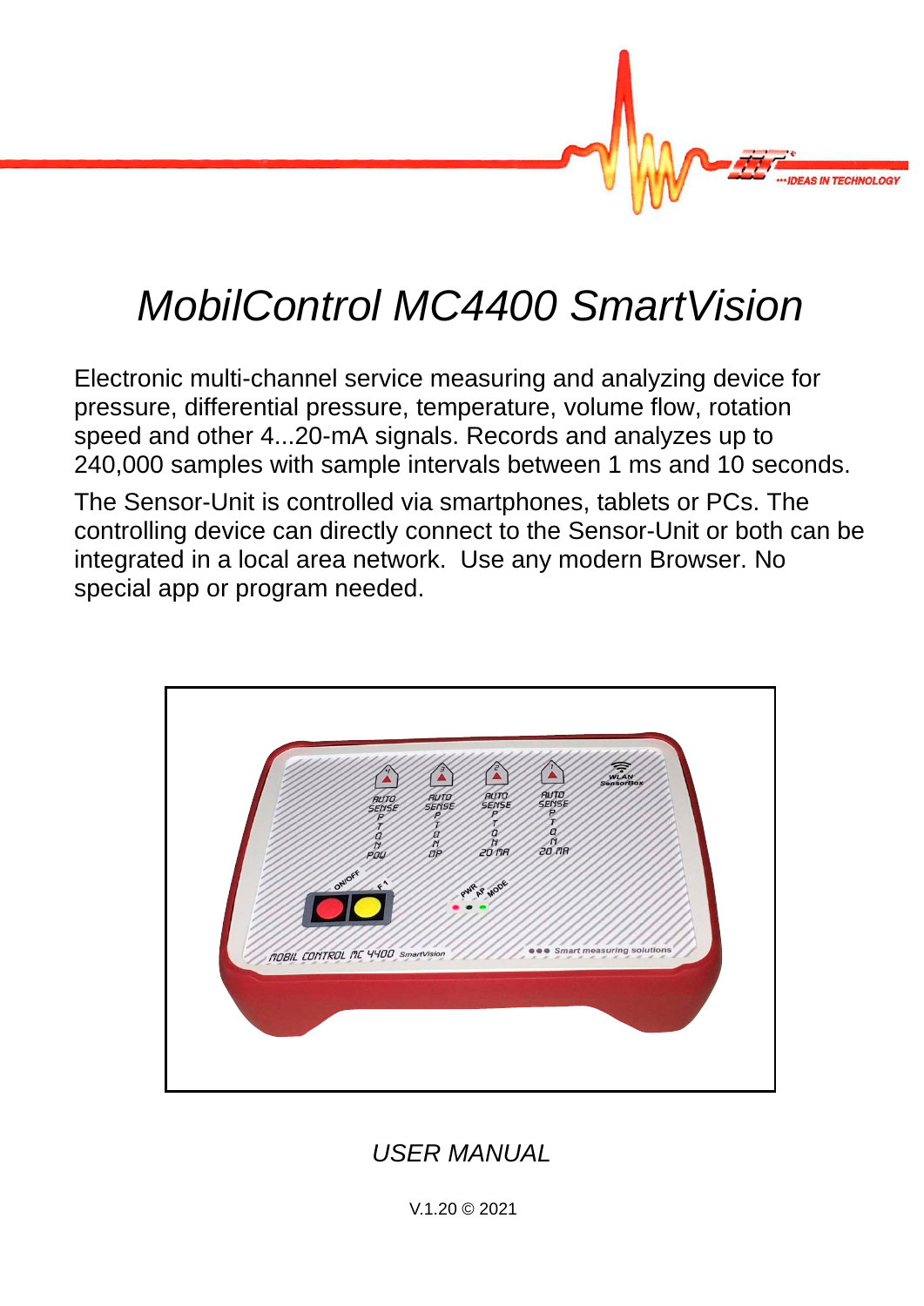# *MobilControl MC4400 SmartVision*

Electronic multi-channel service measuring and analyzing device for pressure, differential pressure, temperature, volume flow, rotation speed and other 4...20-mA signals. Records and analyzes up to 240,000 samples with sample intervals between 1 ms and 10 seconds.

The Sensor-Unit is controlled via smartphones, tablets or PCs. The controlling device can directly connect to the Sensor-Unit or both can be integrated in a local area network.  Use any modern Browser. No special app or program needed.

*USER MANUAL*

V.1.20 © 2021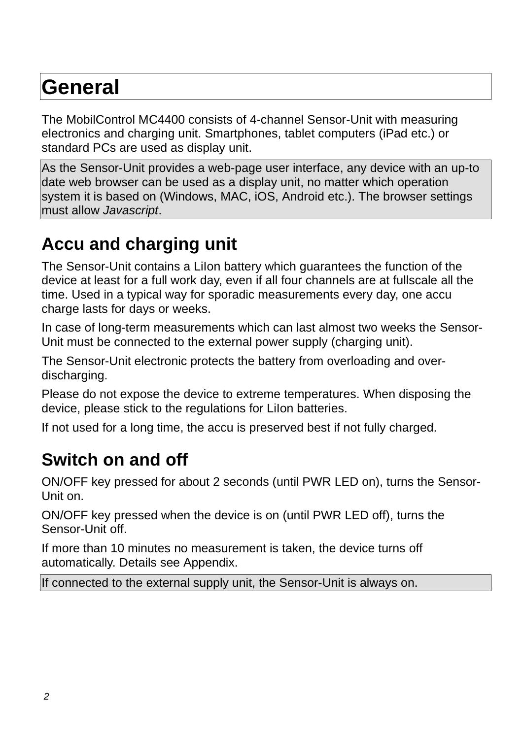# General

The MobilControl MC4400 consists of 4-channel Sensor-Unit with measuring electronics and charging unit. Smartphones, tablet computers (iPad etc.) or standard PCs are used as display unit.

As the Sensor-Unit provides a web-page user interface, any device with an up-to date web browser can be used as a display unit, no matter which operation system it is based on (Windows, MAC, iOS, Android etc.). The browser settings must allow *Javascript*.

## Accu and charging unit

The Sensor-Unit contains a LiIon battery which guarantees the function of the device at least for a full work day, even if all four channels are at fullscale all the time. Used in a typical way for sporadic measurements every day, one accu charge lasts for days or weeks.

In case of long-term measurements which can last almost two weeks the Sensor-Unit must be connected to the external power supply (charging unit).

The Sensor-Unit electronic protects the battery from overloading and over-discharging.

Please do not expose the device to extreme temperatures. When disposing the device, please stick to the regulations for LiIon batteries.

If not used for a long time, the accu is preserved best if not fully charged.

## Switch on and off

ON/OFF key pressed for about 2 seconds (until PWR LED on), turns the Sensor-Unit on.

ON/OFF key pressed when the device is on (until PWR LED off), turns the Sensor-Unit off.

If more than 10 minutes no measurement is taken, the device turns off automatically. Details see Appendix.

If connected to the external supply unit, the Sensor-Unit is always on.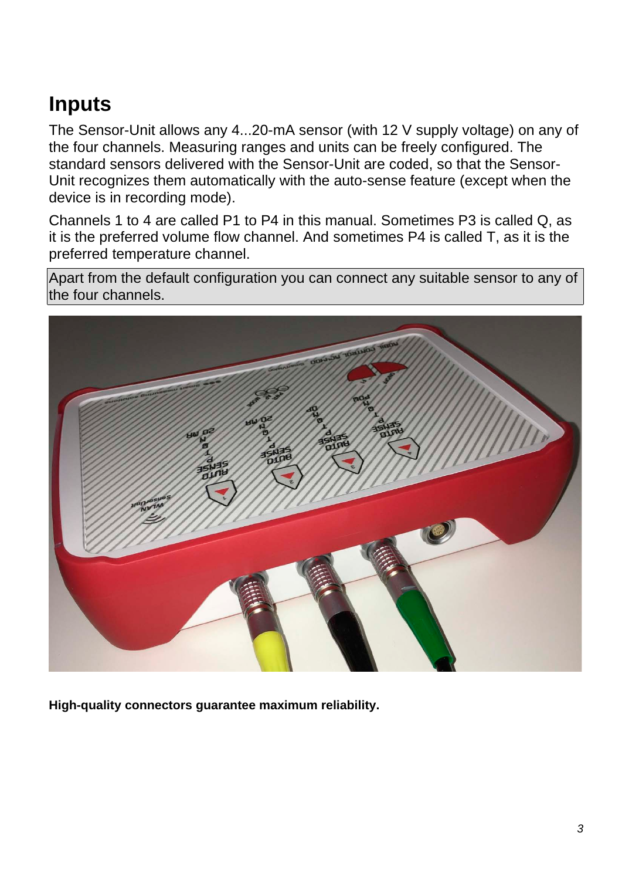# Inputs

The Sensor-Unit allows any 4...20-mA sensor (with 12 V supply voltage) on any of the four channels. Measuring ranges and units can be freely configured. The standard sensors delivered with the Sensor-Unit are coded, so that the Sensor-Unit recognizes them automatically with the auto-sense feature (except when the device is in recording mode).

Channels 1 to 4 are called P1 to P4 in this manual. Sometimes P3 is called Q, as it is the preferred volume flow channel. And sometimes P4 is called T, as it is the preferred temperature channel.

Apart from the default configuration you can connect any suitable sensor to any of the four channels.

**High-quality connectors guarantee maximum reliability.**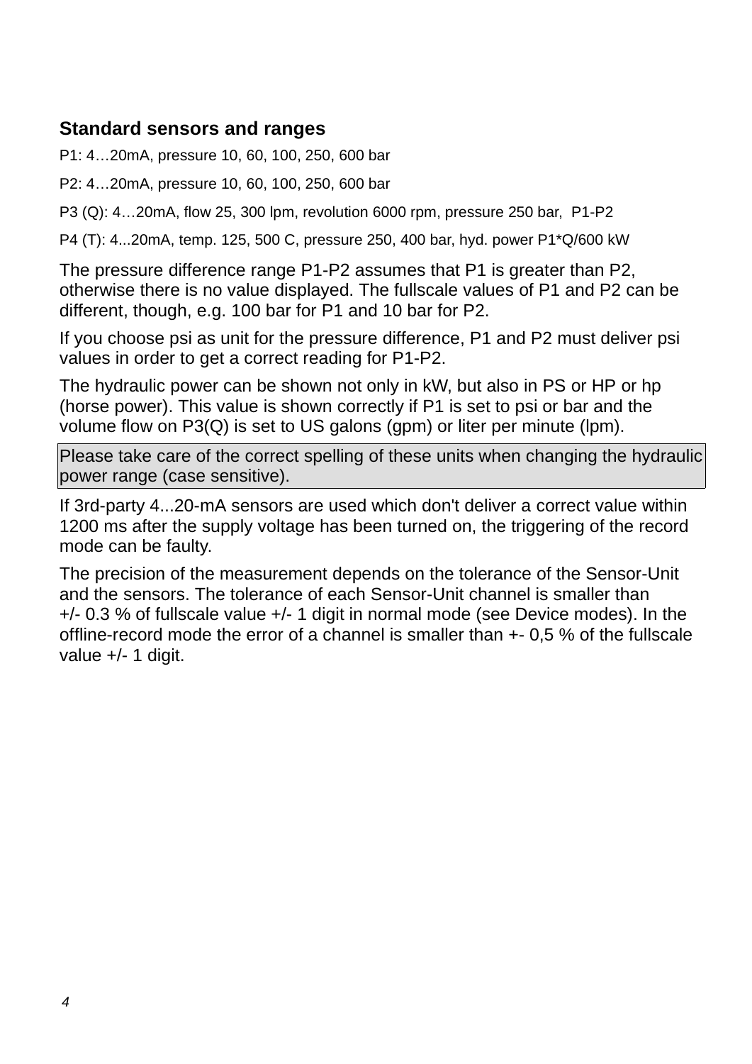### Standard sensors and ranges

P1: 4…20mA, pressure 10, 60, 100, 250, 600 bar

P2: 4…20mA, pressure 10, 60, 100, 250, 600 bar

P3 (Q): 4…20mA, flow 25, 300 lpm, revolution 6000 rpm, pressure 250 bar,  P1-P2

P4 (T): 4...20mA, temp. 125, 500 C, pressure 250, 400 bar, hyd. power P1*Q/600 kW

The pressure difference range P1-P2 assumes that P1 is greater than P2, otherwise there is no value displayed. The fullscale values of P1 and P2 can be different, though, e.g. 100 bar for P1 and 10 bar for P2.

If you choose psi as unit for the pressure difference, P1 and P2 must deliver psi values in order to get a correct reading for P1-P2.

The hydraulic power can be shown not only in kW, but also in PS or HP or hp (horse power). This value is shown correctly if P1 is set to psi or bar and the volume flow on P3(Q) is set to US galons (gpm) or liter per minute (lpm).

> Please take care of the correct spelling of these units when changing the hydraulic power range (case sensitive).

If 3rd-party 4...20-mA sensors are used which don't deliver a correct value within 1200 ms after the supply voltage has been turned on, the triggering of the record mode can be faulty.

The precision of the measurement depends on the tolerance of the Sensor-Unit and the sensors. The tolerance of each Sensor-Unit channel is smaller than +/- 0.3 % of fullscale value +/- 1 digit in normal mode (see Device modes). In the offline-record mode the error of a channel is smaller than +- 0,5 % of the fullscale value +/- 1 digit.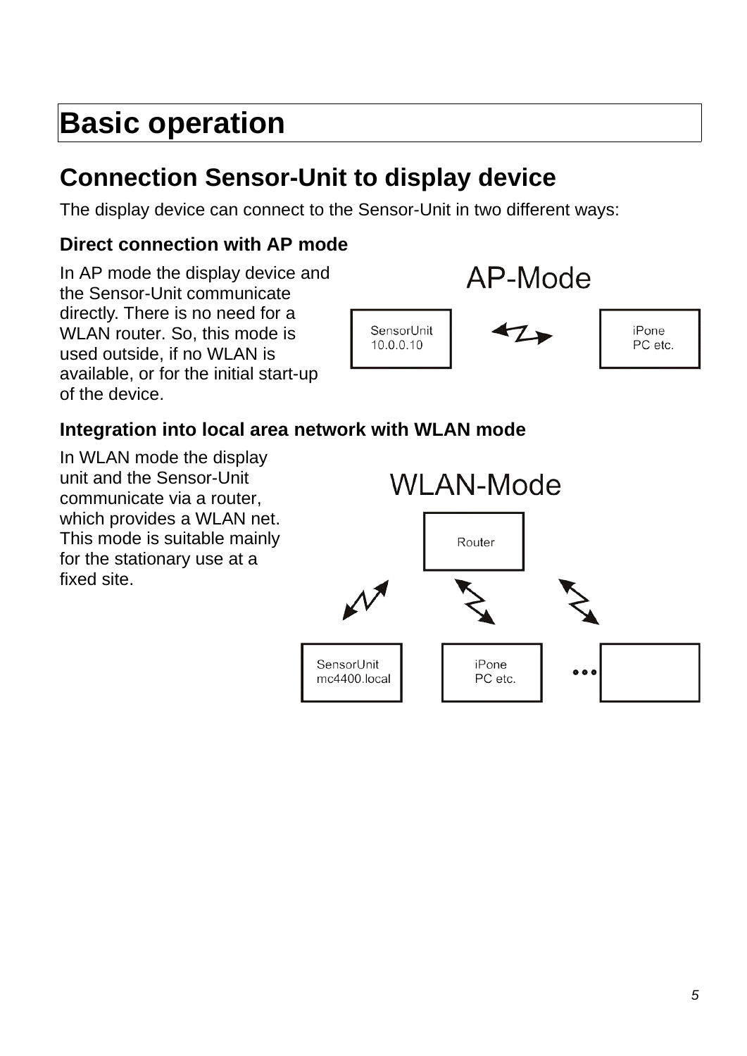# Basic operation

## Connection Sensor-Unit to display device

The display device can connect to the Sensor-Unit in two different ways:

### Direct connection with AP mode

In AP mode the display device and the Sensor-Unit communicate directly. There is no need for a WLAN router. So, this mode is used outside, if no WLAN is available, or for the initial start-up of the device.

AP-Mode

SensorUnit 10.0.0.10

iPone PC etc.

### Integration into local area network with WLAN mode

In WLAN mode the display unit and the Sensor-Unit communicate via a router, which provides a WLAN net. This mode is suitable mainly for the stationary use at a fixed site.

WLAN-Mode

Router

SensorUnit mc4400.local

iPone PC etc.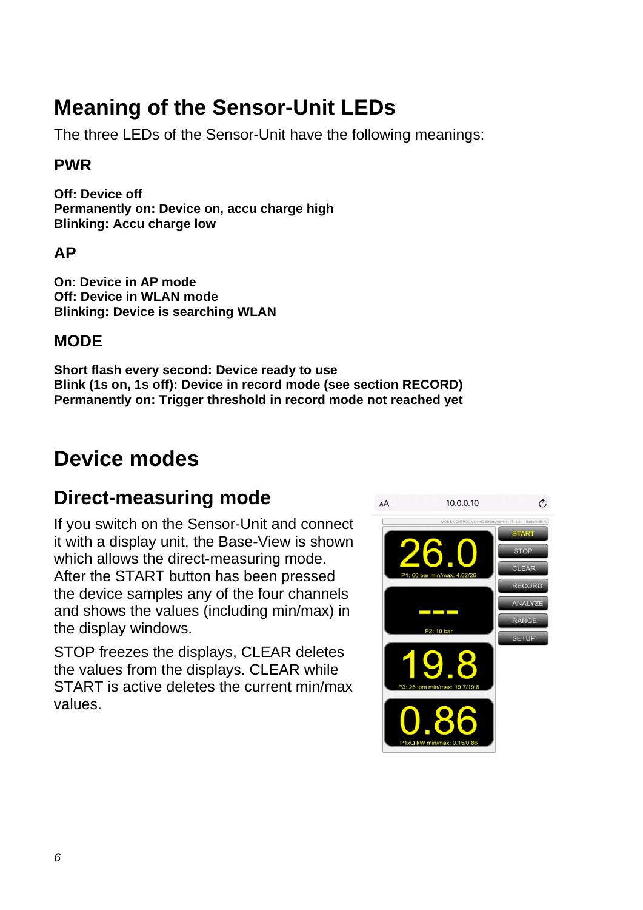# Meaning of the Sensor-Unit LEDs

The three LEDs of the Sensor-Unit have the following meanings:

## PWR

**Off: Device off**
**Permanently on: Device on, accu charge high**
**Blinking: Accu charge low**

## AP

**On: Device in AP mode**
**Off: Device in WLAN mode**
**Blinking: Device is searching WLAN**

## MODE

**Short flash every second: Device ready to use**
**Blink (1s on, 1s off): Device in record mode (see section RECORD)**
**Permanently on: Trigger threshold in record mode not reached yet**

# Device modes

## Direct-measuring mode

If you switch on the Sensor-Unit and connect it with a display unit, the Base-View is shown which allows the direct-measuring mode. After the START button has been pressed the device samples any of the four channels and shows the values (including min/max) in the display windows.

STOP freezes the displays, CLEAR deletes the values from the displays. CLEAR while START is active deletes the current min/max values.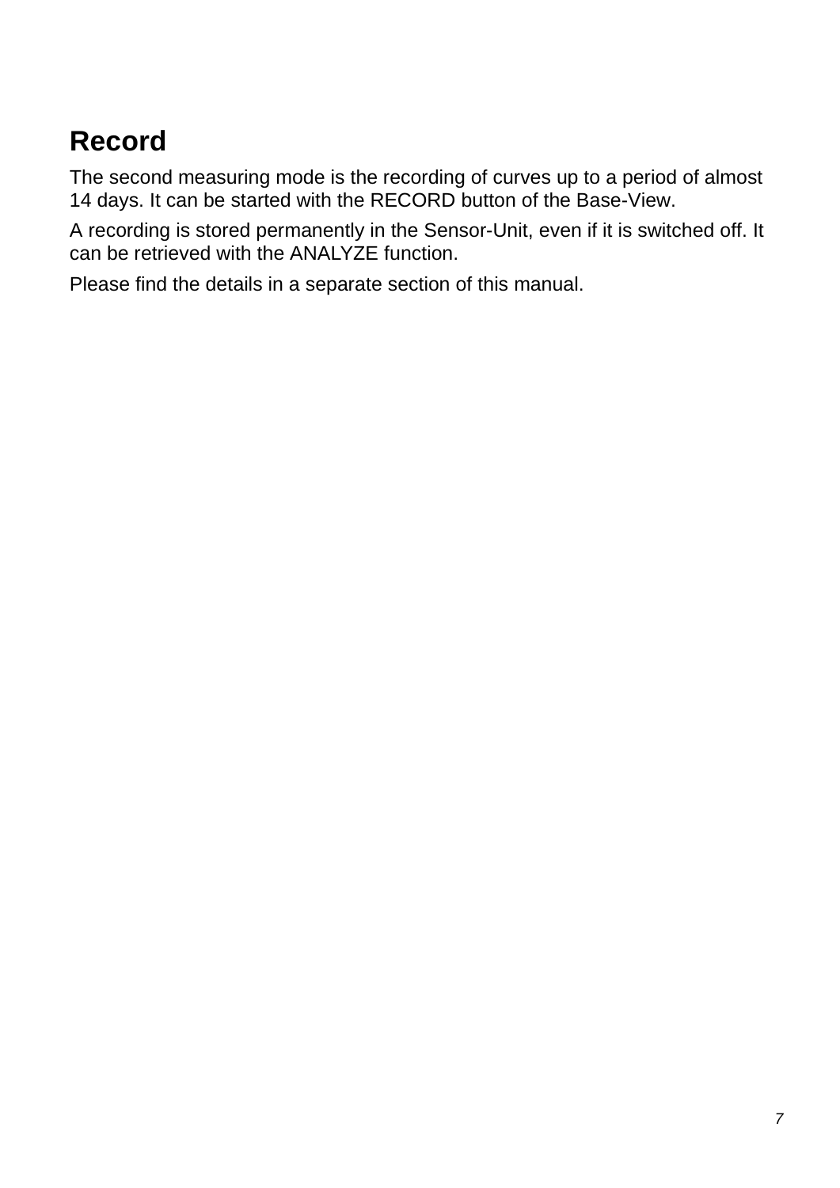## Record

The second measuring mode is the recording of curves up to a period of almost 14 days. It can be started with the RECORD button of the Base-View.

A recording is stored permanently in the Sensor-Unit, even if it is switched off. It can be retrieved with the ANALYZE function.

Please find the details in a separate section of this manual.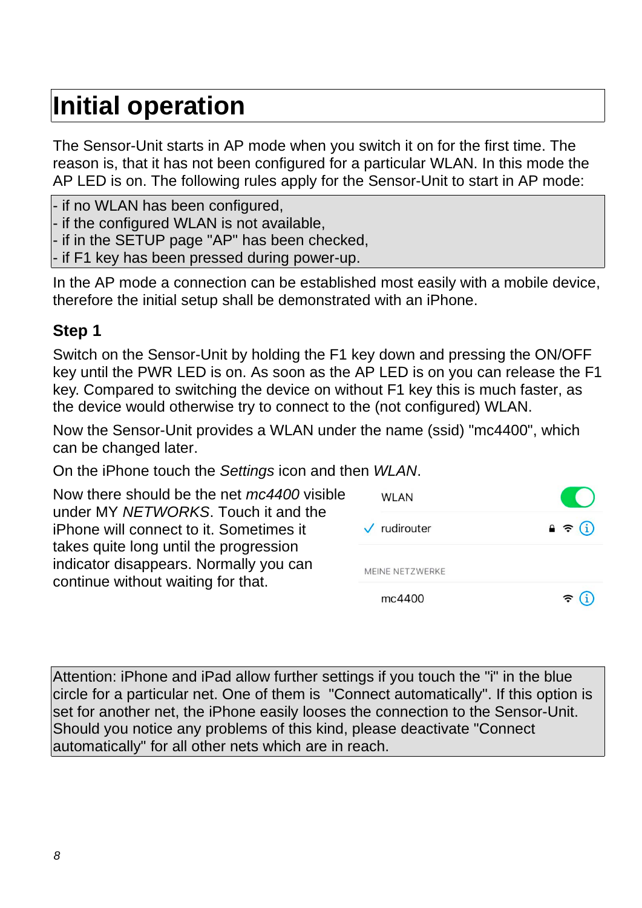# Initial operation

The Sensor-Unit starts in AP mode when you switch it on for the first time. The reason is, that it has not been configured for a particular WLAN. In this mode the AP LED is on. The following rules apply for the Sensor-Unit to start in AP mode:

- if no WLAN has been configured,
- if the configured WLAN is not available,
- if in the SETUP page "AP" has been checked,
- if F1 key has been pressed during power-up.

In the AP mode a connection can be established most easily with a mobile device, therefore the initial setup shall be demonstrated with an iPhone.

### Step 1

Switch on the Sensor-Unit by holding the F1 key down and pressing the ON/OFF key until the PWR LED is on. As soon as the AP LED is on you can release the F1 key. Compared to switching the device on without F1 key this is much faster, as the device would otherwise try to connect to the (not configured) WLAN.

Now the Sensor-Unit provides a WLAN under the name (ssid) "mc4400", which can be changed later.

On the iPhone touch the *Settings* icon and then *WLAN*.

Now there should be the net *mc4400* visible under MY *NETWORKS*. Touch it and the iPhone will connect to it. Sometimes it takes quite long until the progression indicator disappears. Normally you can continue without waiting for that.

WLAN

✓ rudirouter

MEINE NETZWERKE

mc4400

Attention: iPhone and iPad allow further settings if you touch the "i" in the blue circle for a particular net. One of them is "Connect automatically". If this option is set for another net, the iPhone easily looses the connection to the Sensor-Unit. Should you notice any problems of this kind, please deactivate "Connect automatically" for all other nets which are in reach.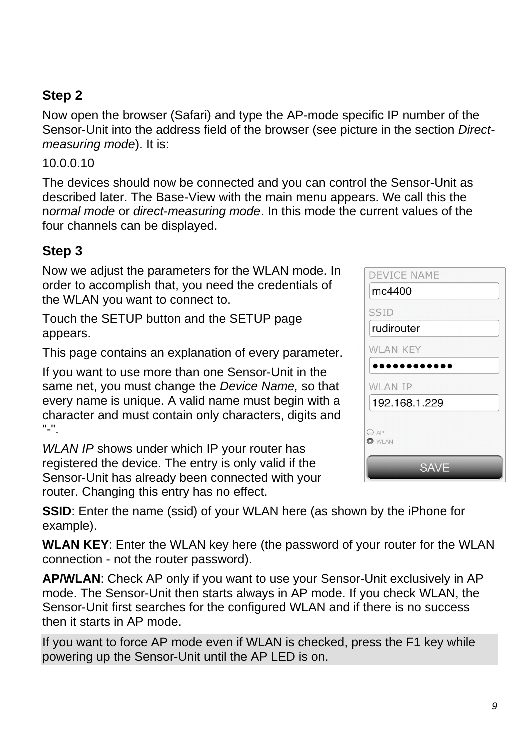### Step 2

Now open the browser (Safari) and type the AP-mode specific IP number of the Sensor-Unit into the address field of the browser (see picture in the section *Direct-measuring mode*). It is:

10.0.0.10

The devices should now be connected and you can control the Sensor-Unit as described later. The Base-View with the main menu appears. We call this the n*ormal mode* or *direct-measuring mode*. In this mode the current values of the four channels can be displayed.

### Step 3

Now we adjust the parameters for the WLAN mode. In order to accomplish that, you need the credentials of the WLAN you want to connect to.

Touch the SETUP button and the SETUP page appears.

This page contains an explanation of every parameter.

If you want to use more than one Sensor-Unit in the same net, you must change the *Device Name,* so that every name is unique. A valid name must begin with a character and must contain only characters, digits and "-".

*WLAN IP* shows under which IP your router has registered the device. The entry is only valid if the Sensor-Unit has already been connected with your router. Changing this entry has no effect.

**SSID**: Enter the name (ssid) of your WLAN here (as shown by the iPhone for example).

**WLAN KEY**: Enter the WLAN key here (the password of your router for the WLAN connection - not the router password).

**AP/WLAN**: Check AP only if you want to use your Sensor-Unit exclusively in AP mode. The Sensor-Unit then starts always in AP mode. If you check WLAN, the Sensor-Unit first searches for the configured WLAN and if there is no success then it starts in AP mode.

> If you want to force AP mode even if WLAN is checked, press the F1 key while powering up the Sensor-Unit until the AP LED is on.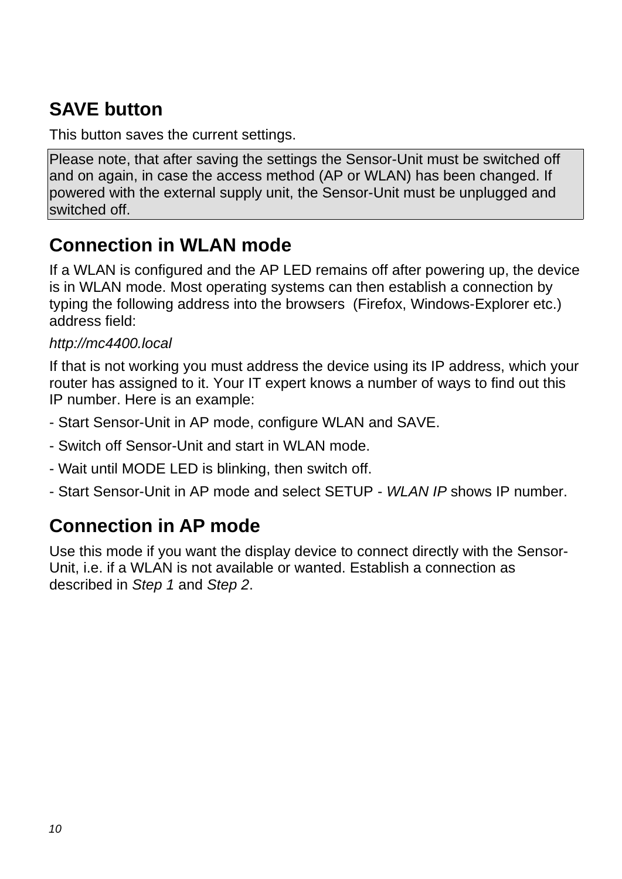## SAVE button

This button saves the current settings.

Please note, that after saving the settings the Sensor-Unit must be switched off and on again, in case the access method (AP or WLAN) has been changed. If powered with the external supply unit, the Sensor-Unit must be unplugged and switched off.

## Connection in WLAN mode

If a WLAN is configured and the AP LED remains off after powering up, the device is in WLAN mode. Most operating systems can then establish a connection by typing the following address into the browsers (Firefox, Windows-Explorer etc.) address field:

*http://mc4400.local*

If that is not working you must address the device using its IP address, which your router has assigned to it. Your IT expert knows a number of ways to find out this IP number. Here is an example:

- Start Sensor-Unit in AP mode, configure WLAN and SAVE.
- Switch off Sensor-Unit and start in WLAN mode.
- Wait until MODE LED is blinking, then switch off.
- Start Sensor-Unit in AP mode and select SETUP - *WLAN IP* shows IP number.

## Connection in AP mode

Use this mode if you want the display device to connect directly with the Sensor-Unit, i.e. if a WLAN is not available or wanted. Establish a connection as described in *Step 1* and *Step 2*.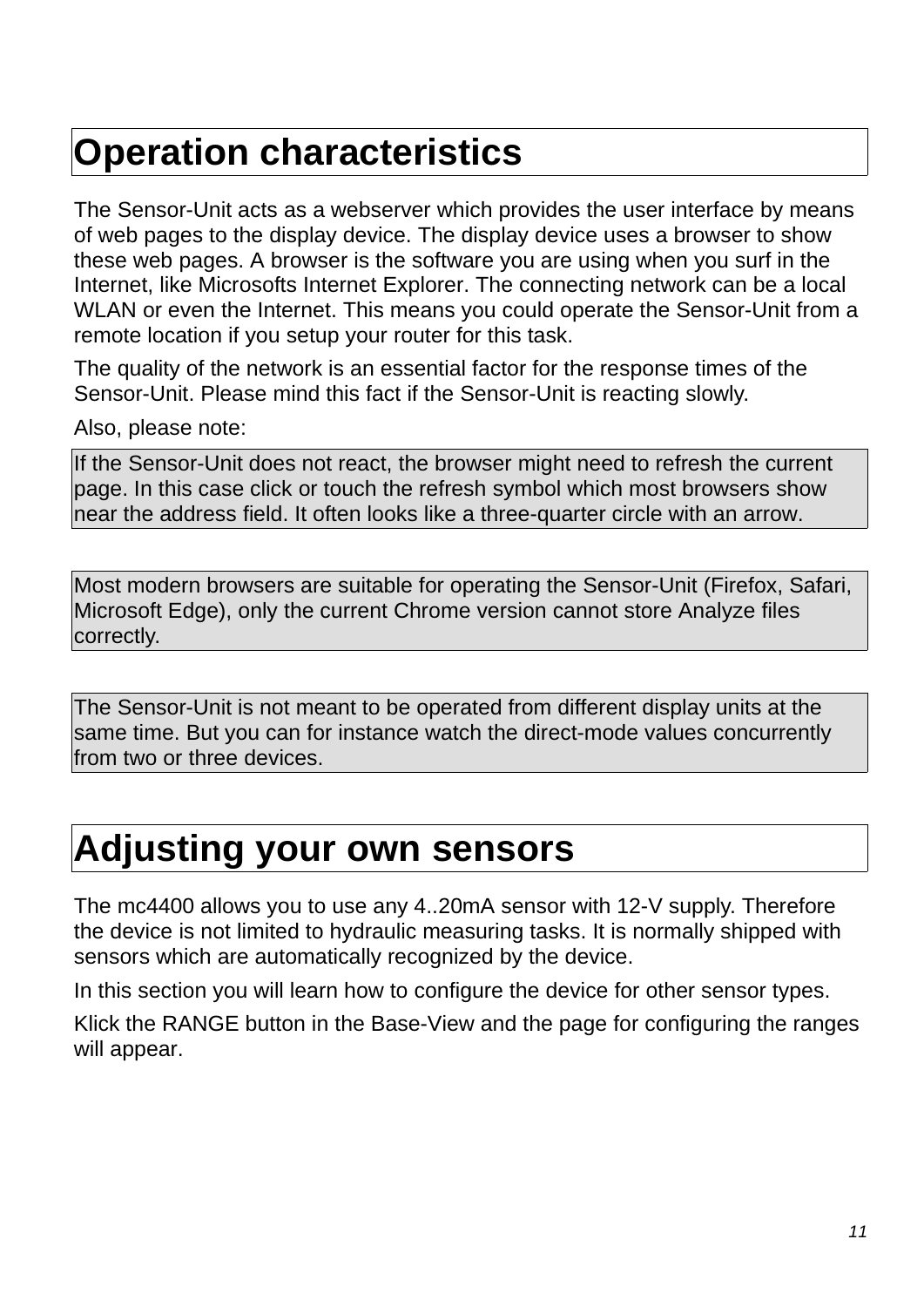# Operation characteristics

The Sensor-Unit acts as a webserver which provides the user interface by means of web pages to the display device. The display device uses a browser to show these web pages. A browser is the software you are using when you surf in the Internet, like Microsofts Internet Explorer. The connecting network can be a local WLAN or even the Internet. This means you could operate the Sensor-Unit from a remote location if you setup your router for this task.

The quality of the network is an essential factor for the response times of the Sensor-Unit. Please mind this fact if the Sensor-Unit is reacting slowly.

Also, please note:

> If the Sensor-Unit does not react, the browser might need to refresh the current page. In this case click or touch the refresh symbol which most browsers show near the address field. It often looks like a three-quarter circle with an arrow.

> Most modern browsers are suitable for operating the Sensor-Unit (Firefox, Safari, Microsoft Edge), only the current Chrome version cannot store Analyze files correctly.

> The Sensor-Unit is not meant to be operated from different display units at the same time. But you can for instance watch the direct-mode values concurrently from two or three devices.

# Adjusting your own sensors

The mc4400 allows you to use any 4..20mA sensor with 12-V supply. Therefore the device is not limited to hydraulic measuring tasks. It is normally shipped with sensors which are automatically recognized by the device.

In this section you will learn how to configure the device for other sensor types.

Klick the RANGE button in the Base-View and the page for configuring the ranges will appear.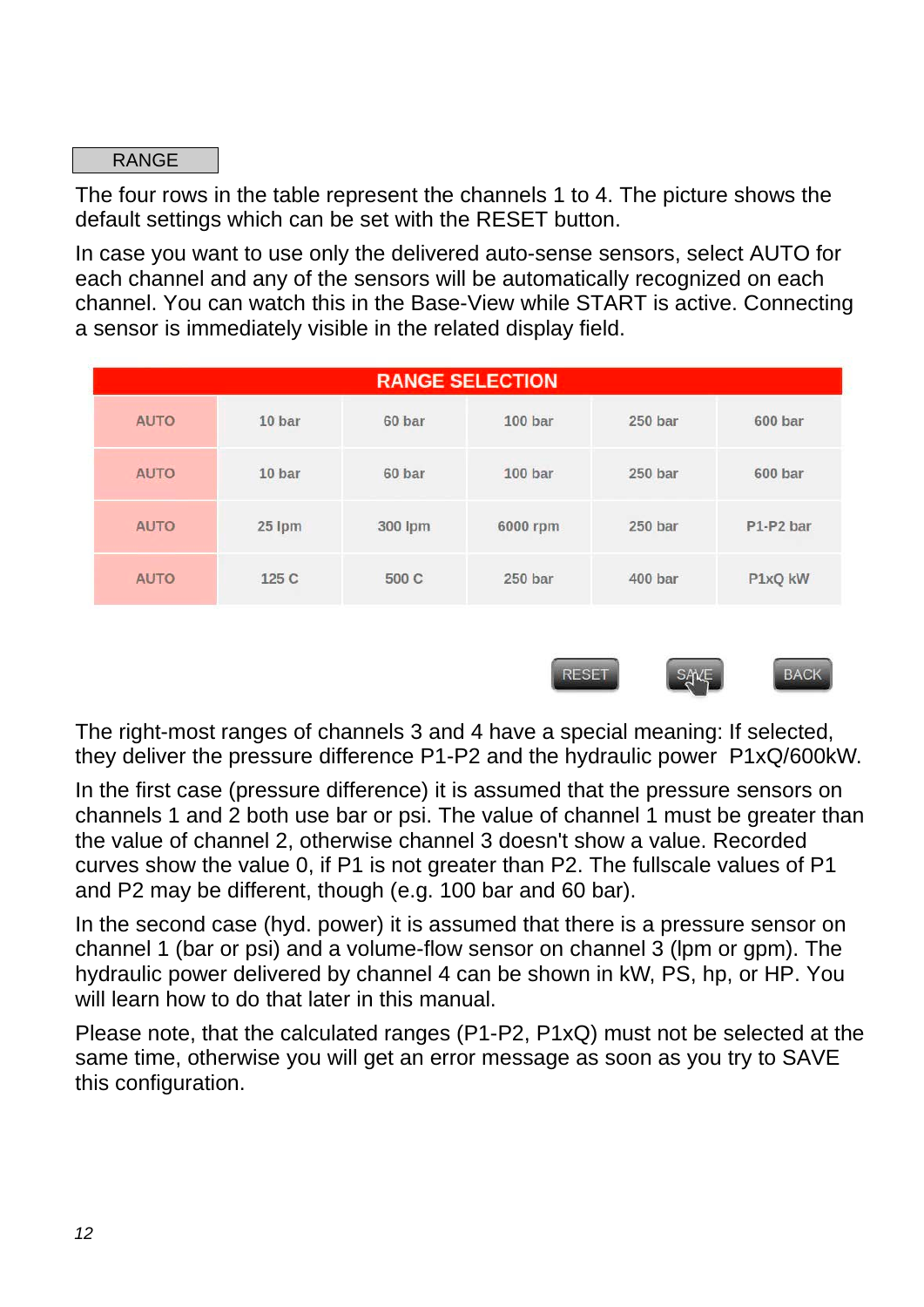RANGE

The four rows in the table represent the channels 1 to 4. The picture shows the default settings which can be set with the RESET button.

In case you want to use only the delivered auto-sense sensors, select AUTO for each channel and any of the sensors will be automatically recognized on each channel. You can watch this in the Base-View while START is active. Connecting a sensor is immediately visible in the related display field.

| RANGE SELECTION | | | | | |
|---|---|---|---|---|---|
| AUTO | 10 bar | 60 bar | 100 bar | 250 bar | 600 bar |
| AUTO | 10 bar | 60 bar | 100 bar | 250 bar | 600 bar |
| AUTO | 25 lpm | 300 lpm | 6000 rpm | 250 bar | P1-P2 bar |
| AUTO | 125 C | 500 C | 250 bar | 400 bar | P1xQ kW |

RESET SAVE BACK

The right-most ranges of channels 3 and 4 have a special meaning: If selected, they deliver the pressure difference P1-P2 and the hydraulic power P1xQ/600kW.

In the first case (pressure difference) it is assumed that the pressure sensors on channels 1 and 2 both use bar or psi. The value of channel 1 must be greater than the value of channel 2, otherwise channel 3 doesn't show a value. Recorded curves show the value 0, if P1 is not greater than P2. The fullscale values of P1 and P2 may be different, though (e.g. 100 bar and 60 bar).

In the second case (hyd. power) it is assumed that there is a pressure sensor on channel 1 (bar or psi) and a volume-flow sensor on channel 3 (lpm or gpm). The hydraulic power delivered by channel 4 can be shown in kW, PS, hp, or HP. You will learn how to do that later in this manual.

Please note, that the calculated ranges (P1-P2, P1xQ) must not be selected at the same time, otherwise you will get an error message as soon as you try to SAVE this configuration.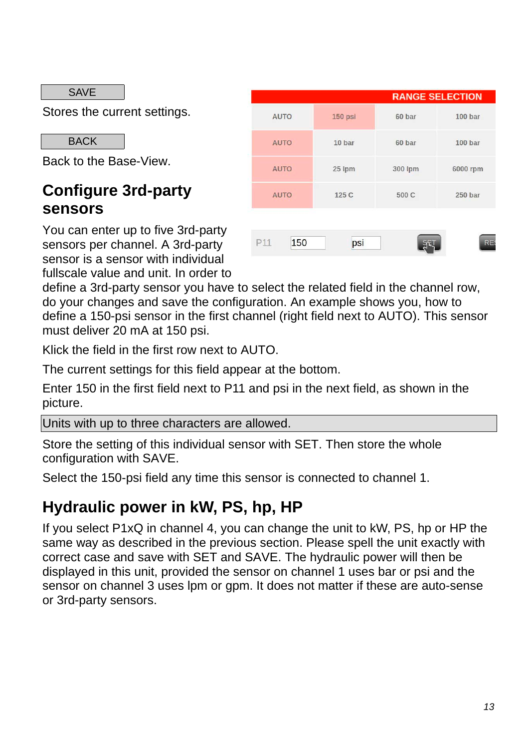SAVE

Stores the current settings.

BACK

Back to the Base-View.

| RANGE SELECTION | | | |
|---|---|---|---|
| AUTO | 150 psi | 60 bar | 100 bar |
| AUTO | 10 bar | 60 bar | 100 bar |
| AUTO | 25 lpm | 300 lpm | 6000 rpm |
| AUTO | 125 C | 500 C | 250 bar |

P11 150 psi SET RES

## Configure 3rd-party sensors

You can enter up to five 3rd-party sensors per channel. A 3rd-party sensor is a sensor with individual fullscale value and unit. In order to define a 3rd-party sensor you have to select the related field in the channel row, do your changes and save the configuration. An example shows you, how to define a 150-psi sensor in the first channel (right field next to AUTO). This sensor must deliver 20 mA at 150 psi.

Klick the field in the first row next to AUTO.

The current settings for this field appear at the bottom.

Enter 150 in the first field next to P11 and psi in the next field, as shown in the picture.

Units with up to three characters are allowed.

Store the setting of this individual sensor with SET. Then store the whole configuration with SAVE.

Select the 150-psi field any time this sensor is connected to channel 1.

## Hydraulic power in kW, PS, hp, HP

If you select P1xQ in channel 4, you can change the unit to kW, PS, hp or HP the same way as described in the previous section. Please spell the unit exactly with correct case and save with SET and SAVE. The hydraulic power will then be displayed in this unit, provided the sensor on channel 1 uses bar or psi and the sensor on channel 3 uses lpm or gpm. It does not matter if these are auto-sense or 3rd-party sensors.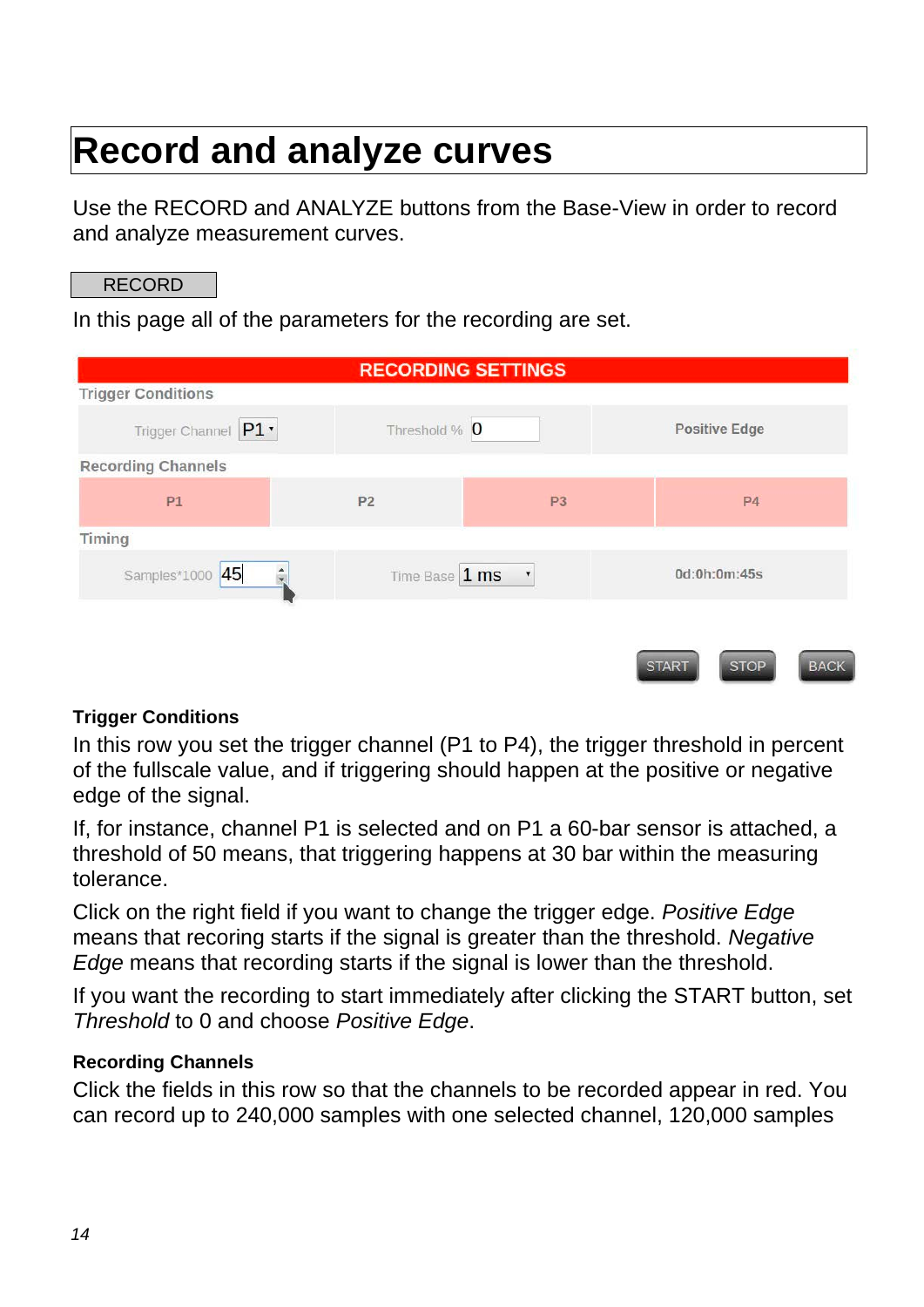# Record and analyze curves

Use the RECORD and ANALYZE buttons from the Base-View in order to record and analyze measurement curves.

RECORD

In this page all of the parameters for the recording are set.

| RECORDING SETTINGS | | | |
|---|---|---|---|
| **Trigger Conditions** | | | |
| Trigger Channel P1 | Threshold % 0 | Positive Edge | |
| **Recording Channels** | | | |
| P1 | P2 | P3 | P4 |
| **Timing** | | | |
| Samples*1000 45 | Time Base 1 ms | 0d:0h:0m:45s | |

START STOP BACK

**Trigger Conditions**

In this row you set the trigger channel (P1 to P4), the trigger threshold in percent of the fullscale value, and if triggering should happen at the positive or negative edge of the signal.

If, for instance, channel P1 is selected and on P1 a 60-bar sensor is attached, a threshold of 50 means, that triggering happens at 30 bar within the measuring tolerance.

Click on the right field if you want to change the trigger edge. *Positive Edge* means that recoring starts if the signal is greater than the threshold. *Negative Edge* means that recording starts if the signal is lower than the threshold.

If you want the recording to start immediately after clicking the START button, set *Threshold* to 0 and choose *Positive Edge*.

**Recording Channels**

Click the fields in this row so that the channels to be recorded appear in red. You can record up to 240,000 samples with one selected channel, 120,000 samples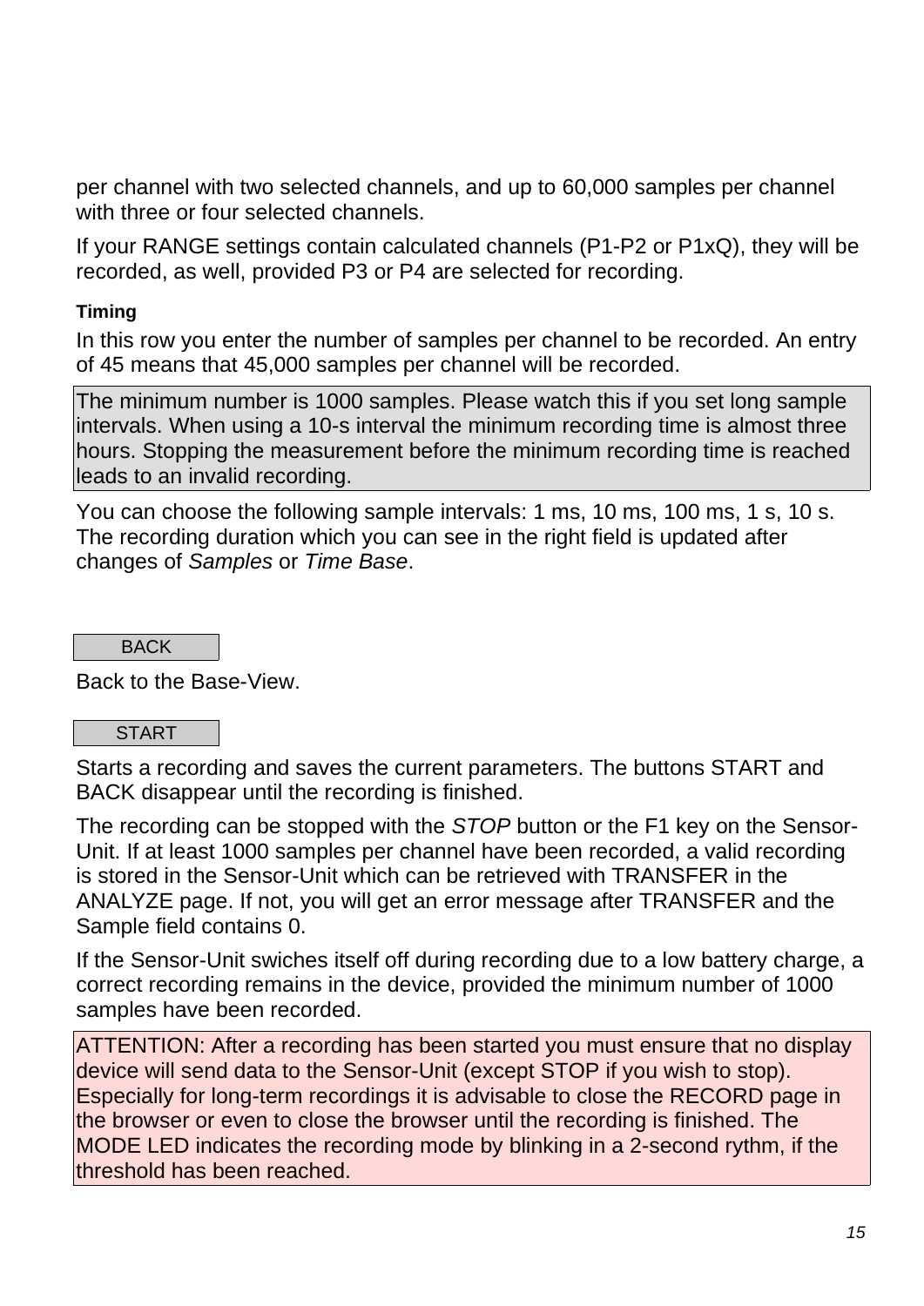per channel with two selected channels, and up to 60,000 samples per channel with three or four selected channels.

If your RANGE settings contain calculated channels (P1-P2 or P1xQ), they will be recorded, as well, provided P3 or P4 are selected for recording.

**Timing**

In this row you enter the number of samples per channel to be recorded. An entry of 45 means that 45,000 samples per channel will be recorded.

> The minimum number is 1000 samples. Please watch this if you set long sample intervals. When using a 10-s interval the minimum recording time is almost three hours. Stopping the measurement before the minimum recording time is reached leads to an invalid recording.

You can choose the following sample intervals: 1 ms, 10 ms, 100 ms, 1 s, 10 s. The recording duration which you can see in the right field is updated after changes of *Samples* or *Time Base*.

BACK

Back to the Base-View.

START

Starts a recording and saves the current parameters. The buttons START and BACK disappear until the recording is finished.

The recording can be stopped with the *STOP* button or the F1 key on the Sensor-Unit. If at least 1000 samples per channel have been recorded, a valid recording is stored in the Sensor-Unit which can be retrieved with TRANSFER in the ANALYZE page. If not, you will get an error message after TRANSFER and the Sample field contains 0.

If the Sensor-Unit swiches itself off during recording due to a low battery charge, a correct recording remains in the device, provided the minimum number of 1000 samples have been recorded.

> ATTENTION: After a recording has been started you must ensure that no display device will send data to the Sensor-Unit (except STOP if you wish to stop). Especially for long-term recordings it is advisable to close the RECORD page in the browser or even to close the browser until the recording is finished. The MODE LED indicates the recording mode by blinking in a 2-second rythm, if the threshold has been reached.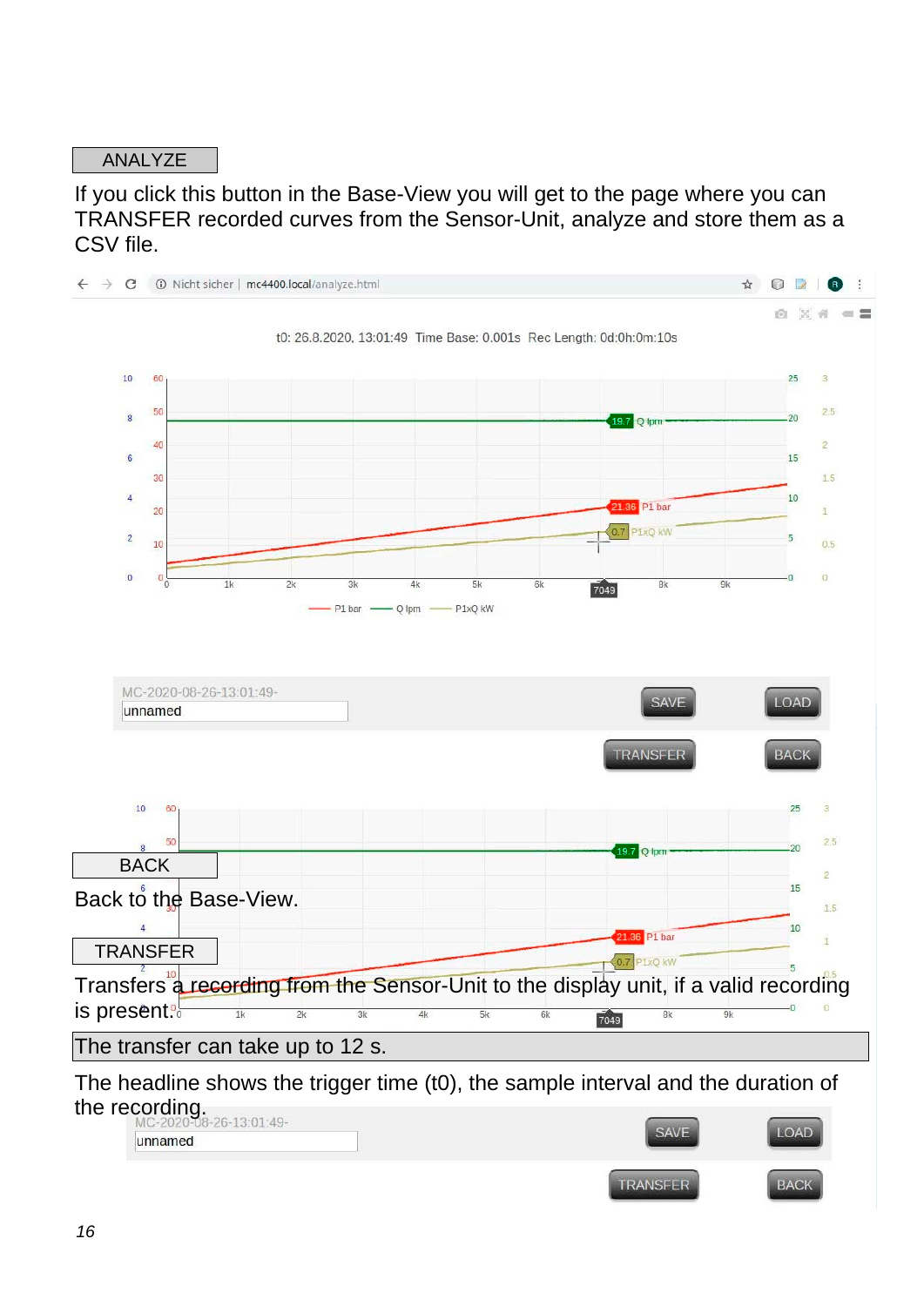ANALYZE

If you click this button in the Base-View you will get to the page where you can TRANSFER recorded curves from the Sensor-Unit, analyze and store them as a CSV file.

BACK

Back to the Base-View.

TRANSFER

Transfers a recording from the Sensor-Unit to the display unit, if a valid recording is present.

The transfer can take up to 12 s.

The headline shows the trigger time (t0), the sample interval and the duration of the recording.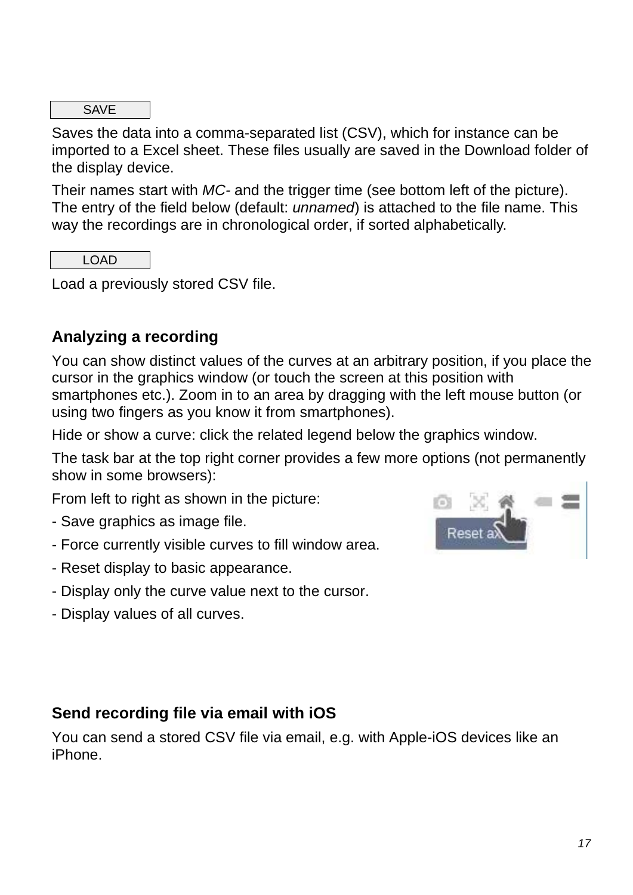SAVE

Saves the data into a comma-separated list (CSV), which for instance can be imported to a Excel sheet. These files usually are saved in the Download folder of the display device.

Their names start with *MC-* and the trigger time (see bottom left of the picture). The entry of the field below (default: *unnamed*) is attached to the file name. This way the recordings are in chronological order, if sorted alphabetically.

LOAD

Load a previously stored CSV file.

## Analyzing a recording

You can show distinct values of the curves at an arbitrary position, if you place the cursor in the graphics window (or touch the screen at this position with smartphones etc.). Zoom in to an area by dragging with the left mouse button (or using two fingers as you know it from smartphones).

Hide or show a curve: click the related legend below the graphics window.

The task bar at the top right corner provides a few more options (not permanently show in some browsers):

From left to right as shown in the picture:

- Save graphics as image file.
- Force currently visible curves to fill window area.
- Reset display to basic appearance.
- Display only the curve value next to the cursor.
- Display values of all curves.

## Send recording file via email with iOS

You can send a stored CSV file via email, e.g. with Apple-iOS devices like an iPhone.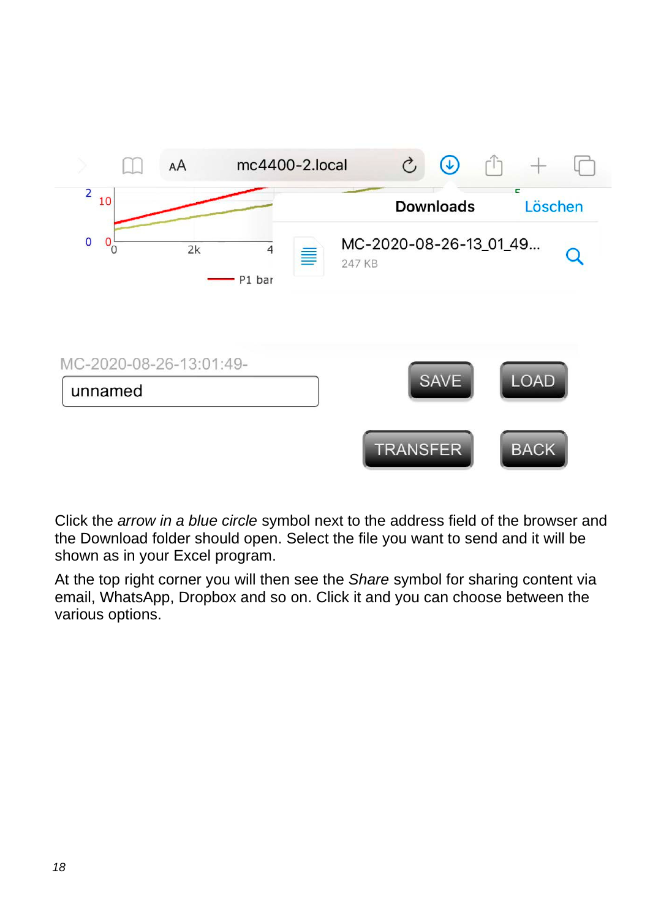Click the *arrow in a blue circle* symbol next to the address field of the browser and the Download folder should open. Select the file you want to send and it will be shown as in your Excel program.

At the top right corner you will then see the *Share* symbol for sharing content via email, WhatsApp, Dropbox and so on. Click it and you can choose between the various options.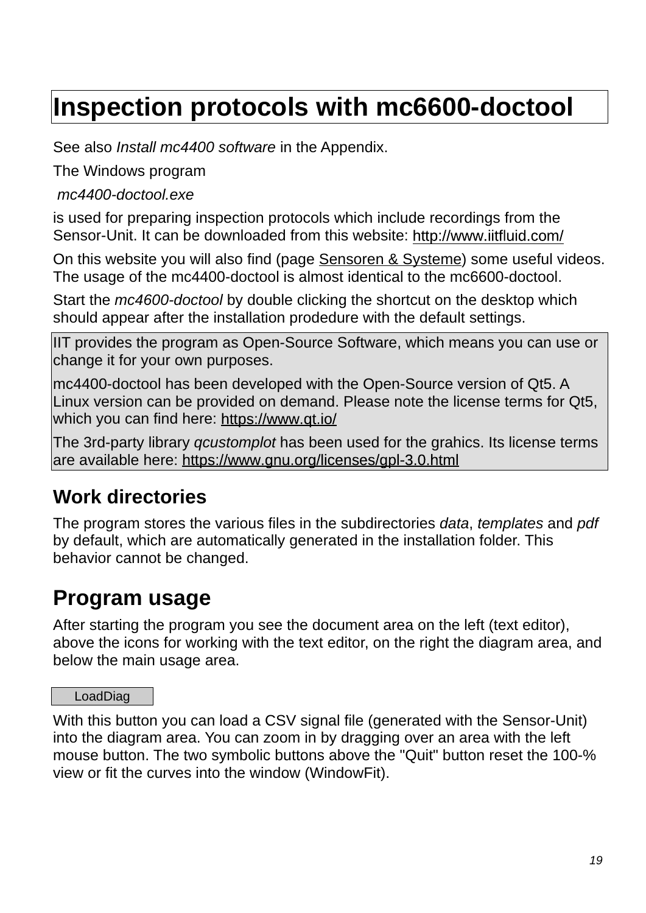# Inspection protocols with mc6600-doctool

See also *Install mc4400 software* in the Appendix.

The Windows program

*mc4400-doctool.exe*

is used for preparing inspection protocols which include recordings from the Sensor-Unit. It can be downloaded from this website: http://www.iitfluid.com/

On this website you will also find (page Sensoren & Systeme) some useful videos. The usage of the mc4400-doctool is almost identical to the mc6600-doctool.

Start the *mc4600-doctool* by double clicking the shortcut on the desktop which should appear after the installation prodedure with the default settings.

> IIT provides the program as Open-Source Software, which means you can use or change it for your own purposes.
>
> mc4400-doctool has been developed with the Open-Source version of Qt5. A Linux version can be provided on demand. Please note the license terms for Qt5, which you can find here: https://www.qt.io/
>
> The 3rd-party library *qcustomplot* has been used for the grahics. Its license terms are available here: https://www.gnu.org/licenses/gpl-3.0.html

### Work directories

The program stores the various files in the subdirectories *data*, *templates* and *pdf* by default, which are automatically generated in the installation folder. This behavior cannot be changed.

## Program usage

After starting the program you see the document area on the left (text editor), above the icons for working with the text editor, on the right the diagram area, and below the main usage area.

LoadDiag

With this button you can load a CSV signal file (generated with the Sensor-Unit) into the diagram area. You can zoom in by dragging over an area with the left mouse button. The two symbolic buttons above the "Quit" button reset the 100-% view or fit the curves into the window (WindowFit).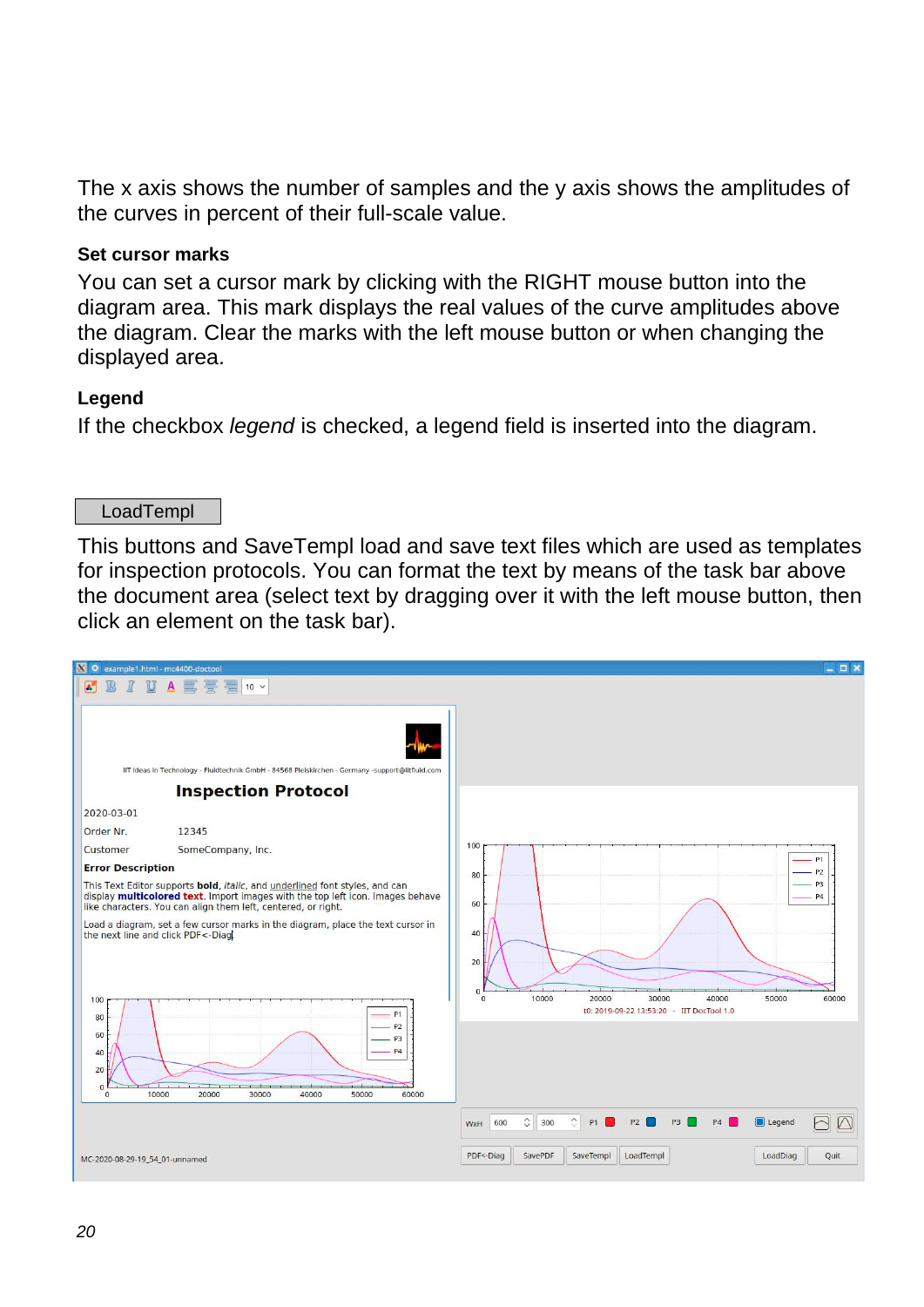The x axis shows the number of samples and the y axis shows the amplitudes of the curves in percent of their full-scale value.

**Set cursor marks**

You can set a cursor mark by clicking with the RIGHT mouse button into the diagram area. This mark displays the real values of the curve amplitudes above the diagram. Clear the marks with the left mouse button or when changing the displayed area.

**Legend**

If the checkbox *legend* is checked, a legend field is inserted into the diagram.

LoadTempl

This buttons and SaveTempl load and save text files which are used as templates for inspection protocols. You can format the text by means of the task bar above the document area (select text by dragging over it with the left mouse button, then click an element on the task bar).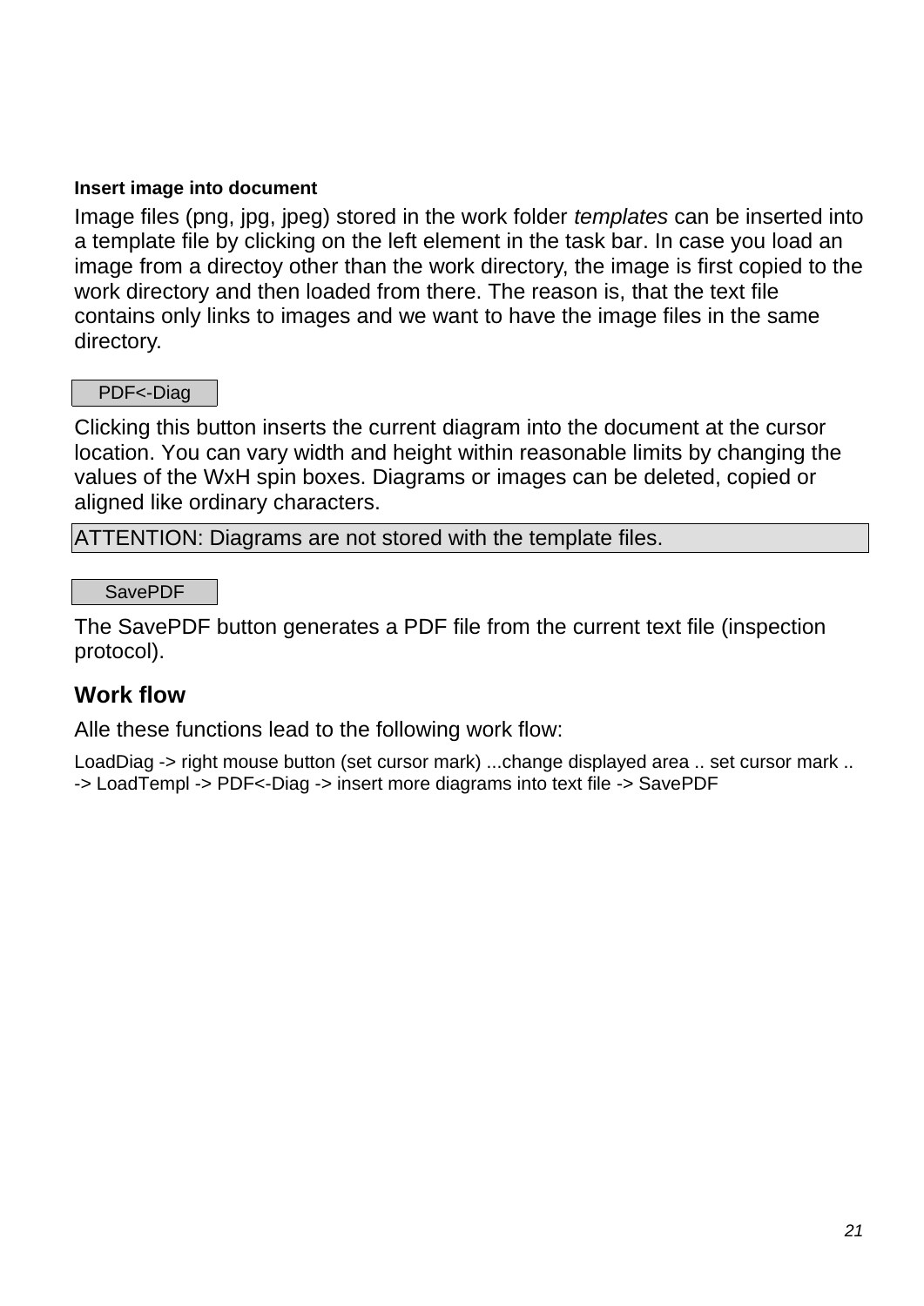#### Insert image into document

Image files (png, jpg, jpeg) stored in the work folder *templates* can be inserted into a template file by clicking on the left element in the task bar. In case you load an image from a directoy other than the work directory, the image is first copied to the work directory and then loaded from there. The reason is, that the text file contains only links to images and we want to have the image files in the same directory.

PDF<-Diag

Clicking this button inserts the current diagram into the document at the cursor location. You can vary width and height within reasonable limits by changing the values of the WxH spin boxes. Diagrams or images can be deleted, copied or aligned like ordinary characters.

ATTENTION: Diagrams are not stored with the template files.

SavePDF

The SavePDF button generates a PDF file from the current text file (inspection protocol).

### Work flow

Alle these functions lead to the following work flow:

LoadDiag -> right mouse button (set cursor mark) ...change displayed area .. set cursor mark .. -> LoadTempl -> PDF<-Diag -> insert more diagrams into text file -> SavePDF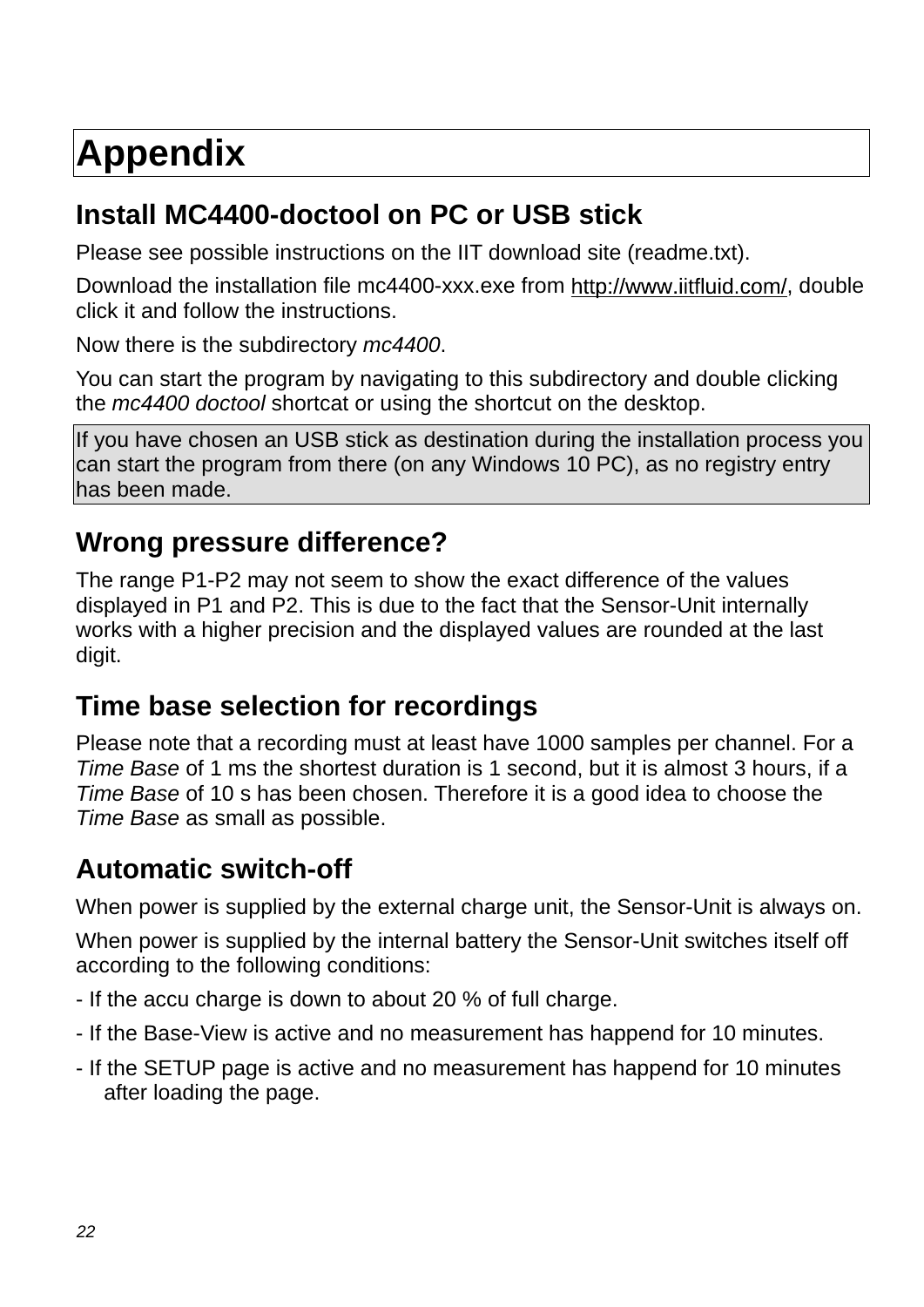# Appendix

## Install MC4400-doctool on PC or USB stick

Please see possible instructions on the IIT download site (readme.txt).

Download the installation file mc4400-xxx.exe from http://www.iitfluid.com/, double click it and follow the instructions.

Now there is the subdirectory *mc4400*.

You can start the program by navigating to this subdirectory and double clicking the *mc4400 doctool* shortcat or using the shortcut on the desktop.

> If you have chosen an USB stick as destination during the installation process you can start the program from there (on any Windows 10 PC), as no registry entry has been made.

## Wrong pressure difference?

The range P1-P2 may not seem to show the exact difference of the values displayed in P1 and P2. This is due to the fact that the Sensor-Unit internally works with a higher precision and the displayed values are rounded at the last digit.

## Time base selection for recordings

Please note that a recording must at least have 1000 samples per channel. For a *Time Base* of 1 ms the shortest duration is 1 second, but it is almost 3 hours, if a *Time Base* of 10 s has been chosen. Therefore it is a good idea to choose the *Time Base* as small as possible.

## Automatic switch-off

When power is supplied by the external charge unit, the Sensor-Unit is always on.

When power is supplied by the internal battery the Sensor-Unit switches itself off according to the following conditions:

- If the accu charge is down to about 20 % of full charge.
- If the Base-View is active and no measurement has happend for 10 minutes.
- If the SETUP page is active and no measurement has happend for 10 minutes after loading the page.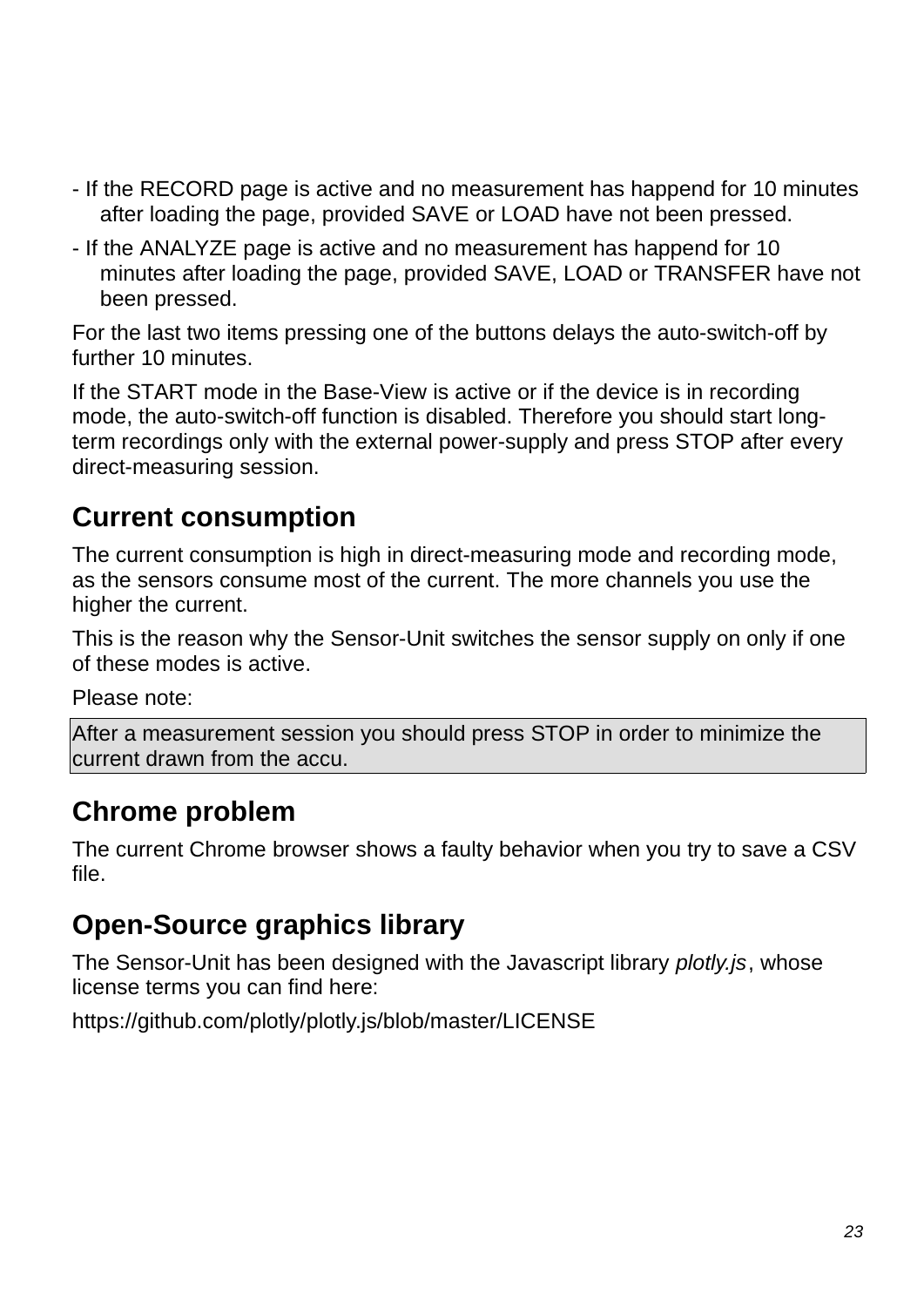- If the RECORD page is active and no measurement has happend for 10 minutes after loading the page, provided SAVE or LOAD have not been pressed.
- If the ANALYZE page is active and no measurement has happend for 10 minutes after loading the page, provided SAVE, LOAD or TRANSFER have not been pressed.

For the last two items pressing one of the buttons delays the auto-switch-off by further 10 minutes.

If the START mode in the Base-View is active or if the device is in recording mode, the auto-switch-off function is disabled. Therefore you should start long-term recordings only with the external power-supply and press STOP after every direct-measuring session.

## Current consumption

The current consumption is high in direct-measuring mode and recording mode, as the sensors consume most of the current. The more channels you use the higher the current.

This is the reason why the Sensor-Unit switches the sensor supply on only if one of these modes is active.

Please note:

| After a measurement session you should press STOP in order to minimize the current drawn from the accu. |
|---|

## Chrome problem

The current Chrome browser shows a faulty behavior when you try to save a CSV file.

## Open-Source graphics library

The Sensor-Unit has been designed with the Javascript library *plotly.js*, whose license terms you can find here:

https://github.com/plotly/plotly.js/blob/master/LICENSE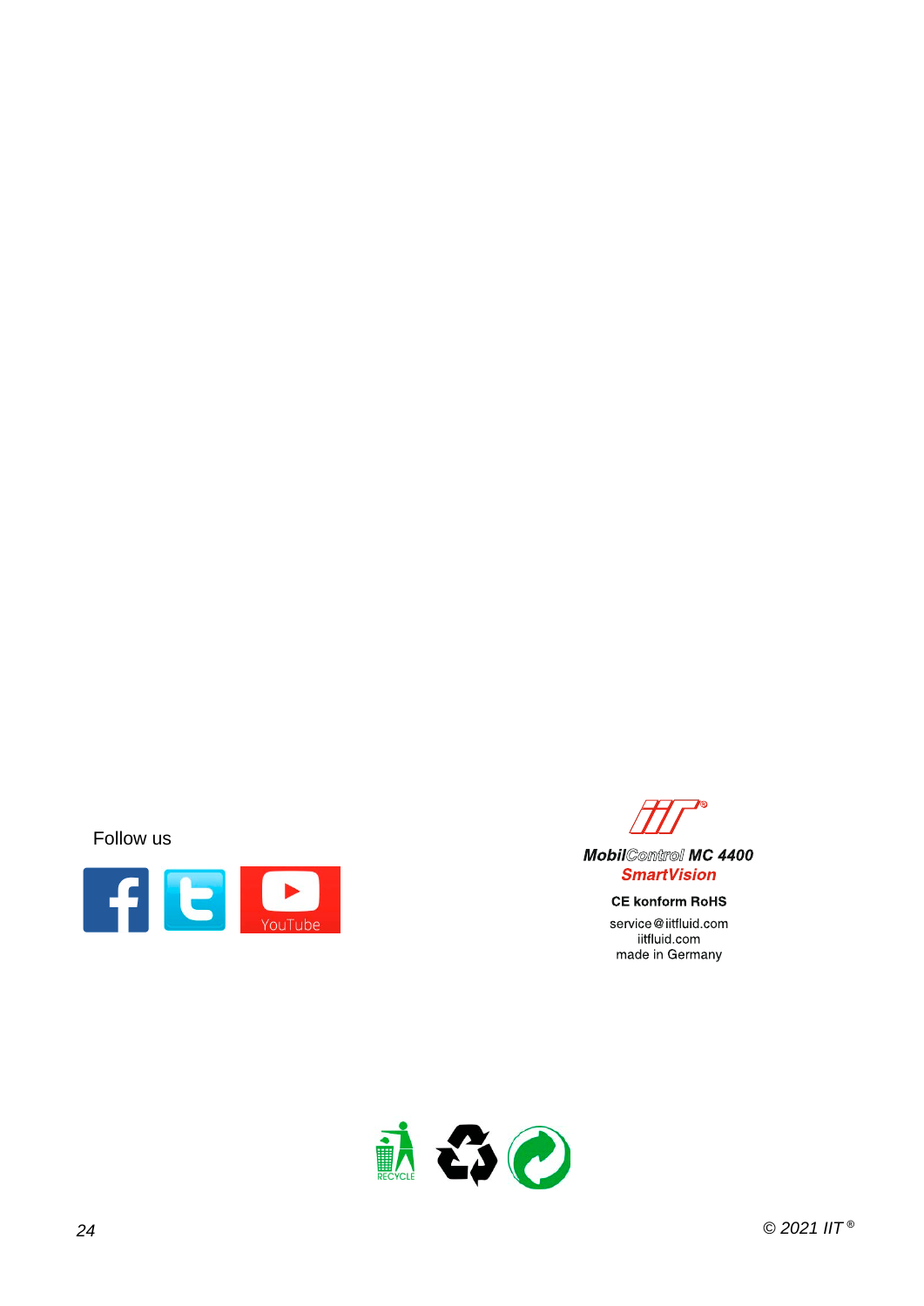Follow us

YouTube

**Mobil**Control **MC 4400**

***SmartVision***

**CE konform RoHS**

service@iitfluid.com
iitfluid.com
made in Germany

RECYCLE

© 2021 IIT ®